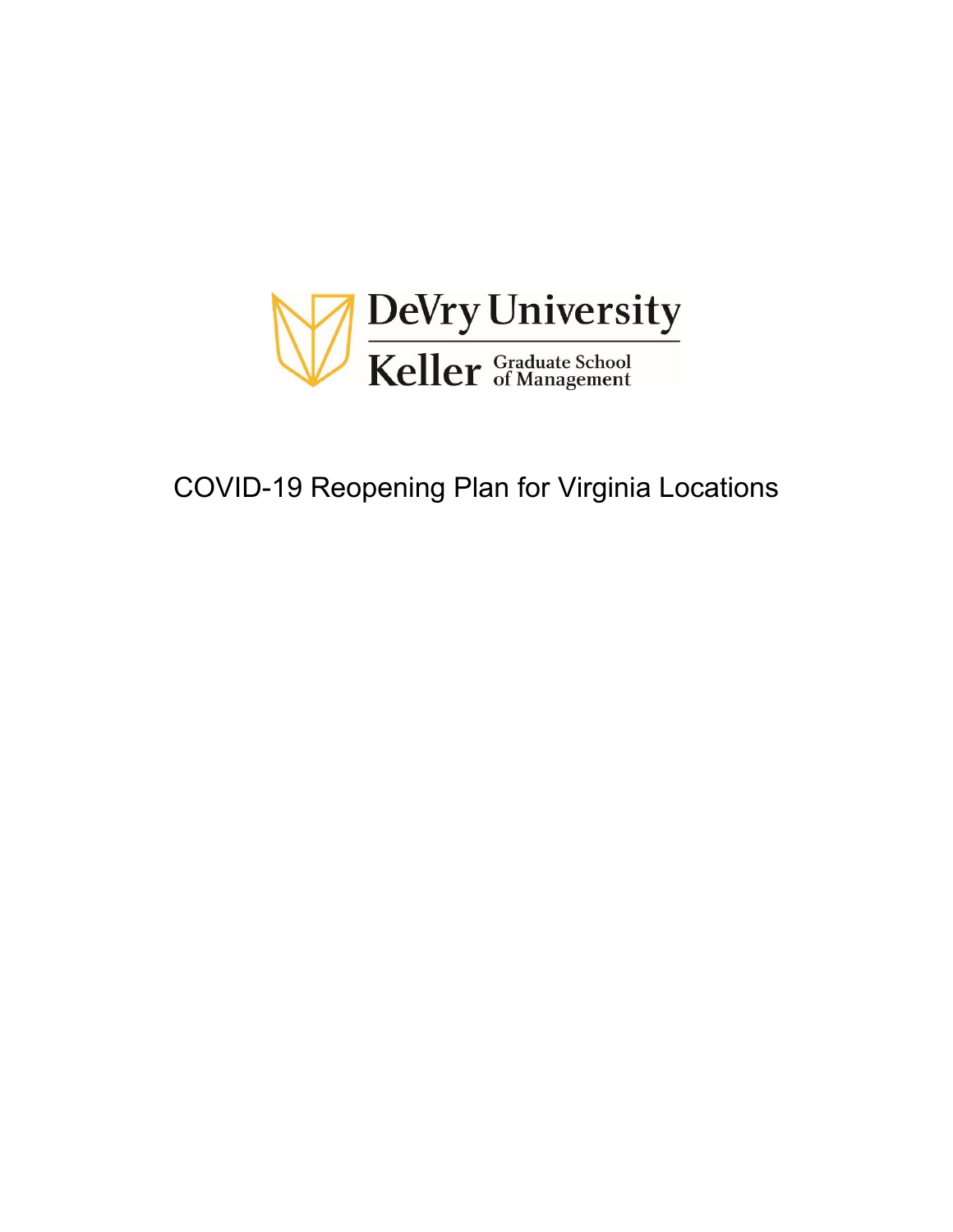DeVry University

Keller Graduate School of Management

# COVID-19 Reopening Plan for Virginia Locations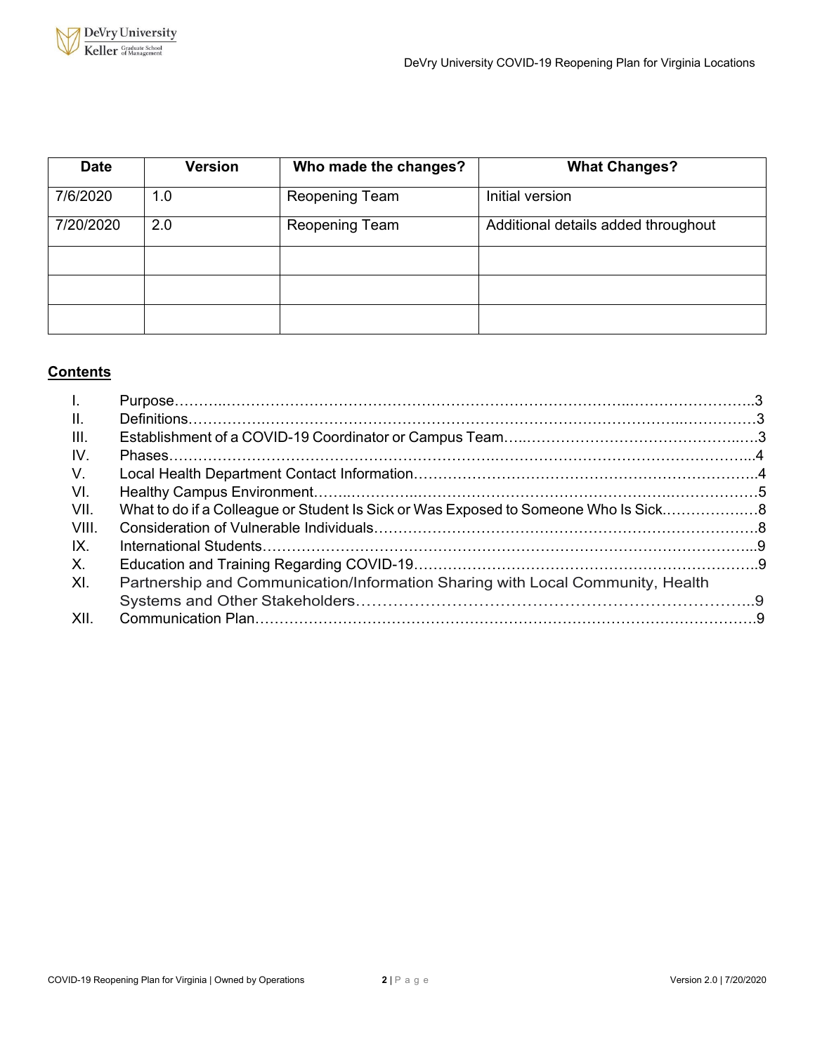| Date | Version | Who made the changes? | What Changes? |
|---|---|---|---|
| 7/6/2020 | 1.0 | Reopening Team | Initial version |
| 7/20/2020 | 2.0 | Reopening Team | Additional details added throughout |
| | | | |
| | | | |
| | | | |

## Contents

I. Purpose……3
II. Definitions……3
III. Establishment of a COVID-19 Coordinator or Campus Team……3
IV. Phases……4
V. Local Health Department Contact Information……4
VI. Healthy Campus Environment……5
VII. What to do if a Colleague or Student Is Sick or Was Exposed to Someone Who Is Sick……8
VIII. Consideration of Vulnerable Individuals……8
IX. International Students……9
X. Education and Training Regarding COVID-19……9
XI. Partnership and Communication/Information Sharing with Local Community, Health Systems and Other Stakeholders……9
XII. Communication Plan……9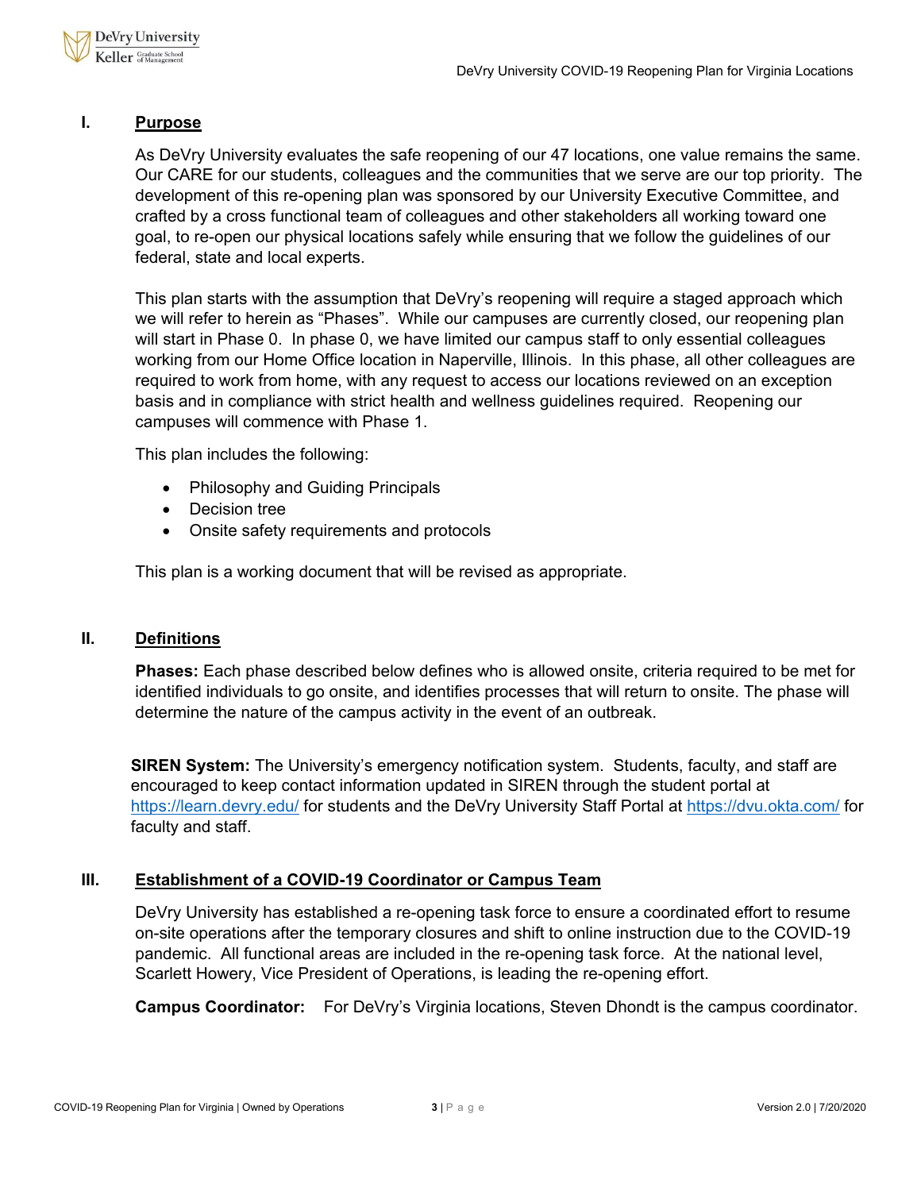## I. Purpose

As DeVry University evaluates the safe reopening of our 47 locations, one value remains the same. Our CARE for our students, colleagues and the communities that we serve are our top priority. The development of this re-opening plan was sponsored by our University Executive Committee, and crafted by a cross functional team of colleagues and other stakeholders all working toward one goal, to re-open our physical locations safely while ensuring that we follow the guidelines of our federal, state and local experts.

This plan starts with the assumption that DeVry's reopening will require a staged approach which we will refer to herein as "Phases". While our campuses are currently closed, our reopening plan will start in Phase 0. In phase 0, we have limited our campus staff to only essential colleagues working from our Home Office location in Naperville, Illinois. In this phase, all other colleagues are required to work from home, with any request to access our locations reviewed on an exception basis and in compliance with strict health and wellness guidelines required. Reopening our campuses will commence with Phase 1.

This plan includes the following:

- Philosophy and Guiding Principals
- Decision tree
- Onsite safety requirements and protocols

This plan is a working document that will be revised as appropriate.

## II. Definitions

**Phases:** Each phase described below defines who is allowed onsite, criteria required to be met for identified individuals to go onsite, and identifies processes that will return to onsite. The phase will determine the nature of the campus activity in the event of an outbreak.

**SIREN System:** The University's emergency notification system. Students, faculty, and staff are encouraged to keep contact information updated in SIREN through the student portal at https://learn.devry.edu/ for students and the DeVry University Staff Portal at https://dvu.okta.com/ for faculty and staff.

## III. Establishment of a COVID-19 Coordinator or Campus Team

DeVry University has established a re-opening task force to ensure a coordinated effort to resume on-site operations after the temporary closures and shift to online instruction due to the COVID-19 pandemic. All functional areas are included in the re-opening task force. At the national level, Scarlett Howery, Vice President of Operations, is leading the re-opening effort.

**Campus Coordinator:** For DeVry's Virginia locations, Steven Dhondt is the campus coordinator.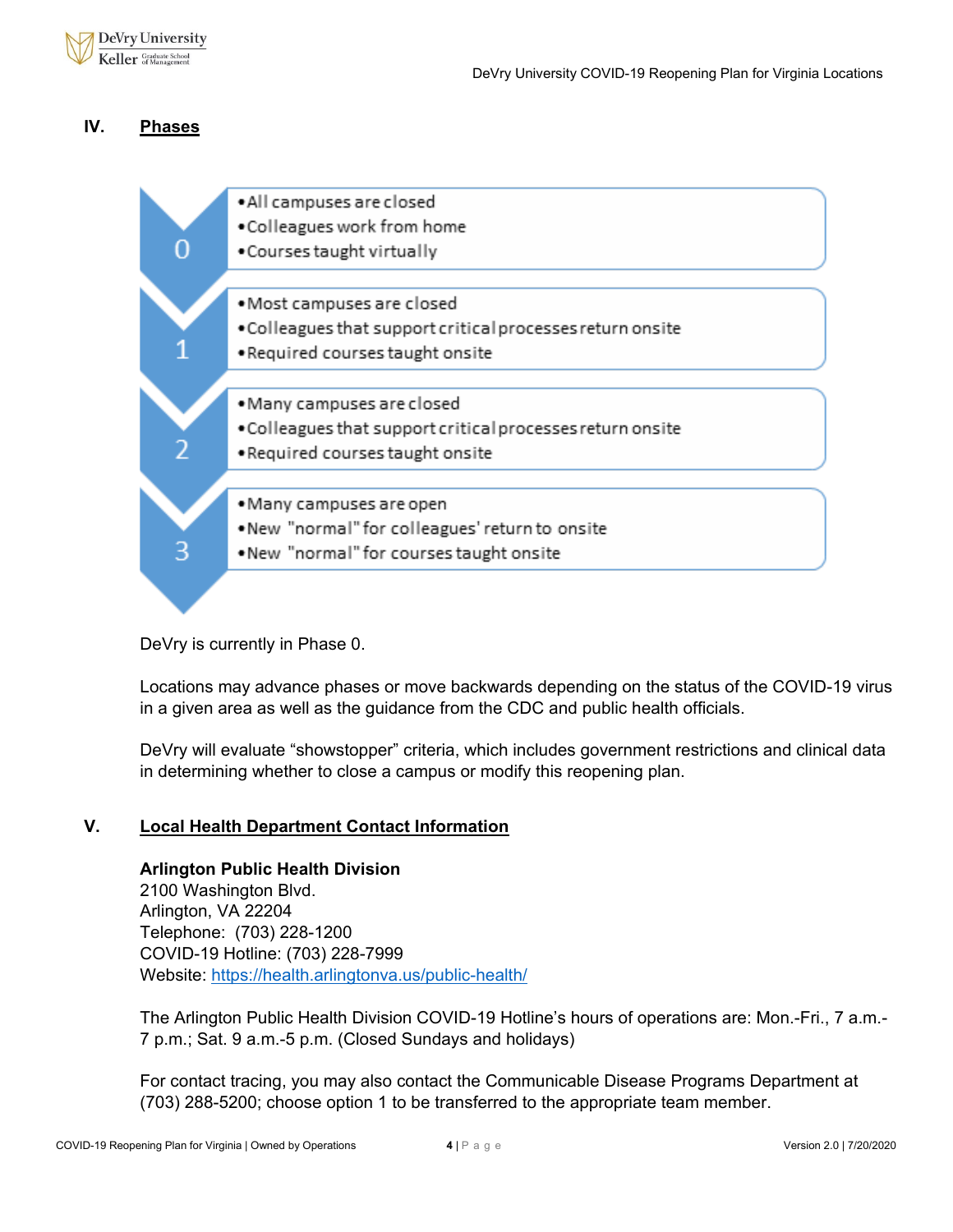## IV. Phases

**0**
- All campuses are closed
- Colleagues work from home
- Courses taught virtually

**1**
- Most campuses are closed
- Colleagues that support critical processes return onsite
- Required courses taught onsite

**2**
- Many campuses are closed
- Colleagues that support critical processes return onsite
- Required courses taught onsite

**3**
- Many campuses are open
- New "normal" for colleagues' return to onsite
- New "normal" for courses taught onsite

DeVry is currently in Phase 0.

Locations may advance phases or move backwards depending on the status of the COVID-19 virus in a given area as well as the guidance from the CDC and public health officials.

DeVry will evaluate "showstopper" criteria, which includes government restrictions and clinical data in determining whether to close a campus or modify this reopening plan.

## V. Local Health Department Contact Information

**Arlington Public Health Division**
2100 Washington Blvd.
Arlington, VA 22204
Telephone: (703) 228-1200
COVID-19 Hotline: (703) 228-7999
Website: https://health.arlingtonva.us/public-health/

The Arlington Public Health Division COVID-19 Hotline's hours of operations are: Mon.-Fri., 7 a.m.-7 p.m.; Sat. 9 a.m.-5 p.m. (Closed Sundays and holidays)

For contact tracing, you may also contact the Communicable Disease Programs Department at (703) 288-5200; choose option 1 to be transferred to the appropriate team member.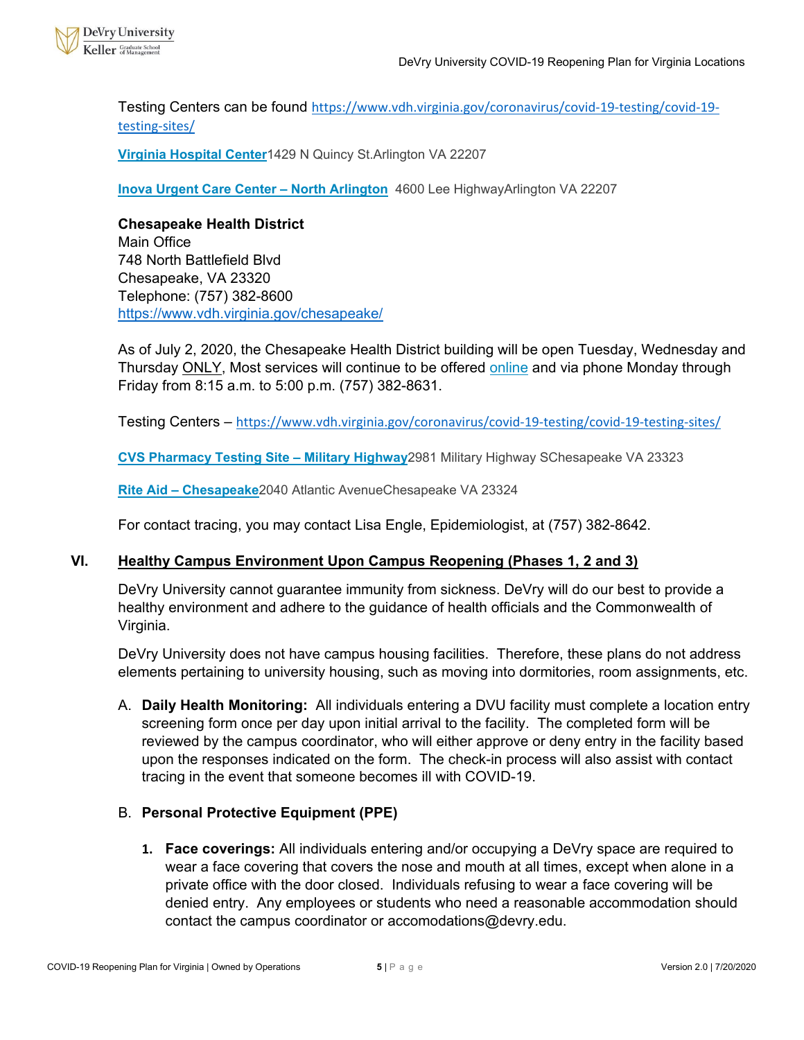Testing Centers can be found https://www.vdh.virginia.gov/coronavirus/covid-19-testing/covid-19-testing-sites/

**Virginia Hospital Center**1429 N Quincy St.Arlington VA 22207

**Inova Urgent Care Center – North Arlington** 4600 Lee HighwayArlington VA 22207

**Chesapeake Health District**
Main Office
748 North Battlefield Blvd
Chesapeake, VA 23320
Telephone: (757) 382-8600
https://www.vdh.virginia.gov/chesapeake/

As of July 2, 2020, the Chesapeake Health District building will be open Tuesday, Wednesday and Thursday ONLY, Most services will continue to be offered online and via phone Monday through Friday from 8:15 a.m. to 5:00 p.m. (757) 382-8631.

Testing Centers – https://www.vdh.virginia.gov/coronavirus/covid-19-testing/covid-19-testing-sites/

**CVS Pharmacy Testing Site – Military Highway**2981 Military Highway SChesapeake VA 23323

**Rite Aid – Chesapeake**2040 Atlantic AvenueChesapeake VA 23324

For contact tracing, you may contact Lisa Engle, Epidemiologist, at (757) 382-8642.

## VI. Healthy Campus Environment Upon Campus Reopening (Phases 1, 2 and 3)

DeVry University cannot guarantee immunity from sickness. DeVry will do our best to provide a healthy environment and adhere to the guidance of health officials and the Commonwealth of Virginia.

DeVry University does not have campus housing facilities. Therefore, these plans do not address elements pertaining to university housing, such as moving into dormitories, room assignments, etc.

A. **Daily Health Monitoring:** All individuals entering a DVU facility must complete a location entry screening form once per day upon initial arrival to the facility. The completed form will be reviewed by the campus coordinator, who will either approve or deny entry in the facility based upon the responses indicated on the form. The check-in process will also assist with contact tracing in the event that someone becomes ill with COVID-19.

B. **Personal Protective Equipment (PPE)**

1. **Face coverings:** All individuals entering and/or occupying a DeVry space are required to wear a face covering that covers the nose and mouth at all times, except when alone in a private office with the door closed. Individuals refusing to wear a face covering will be denied entry. Any employees or students who need a reasonable accommodation should contact the campus coordinator or accomodations@devry.edu.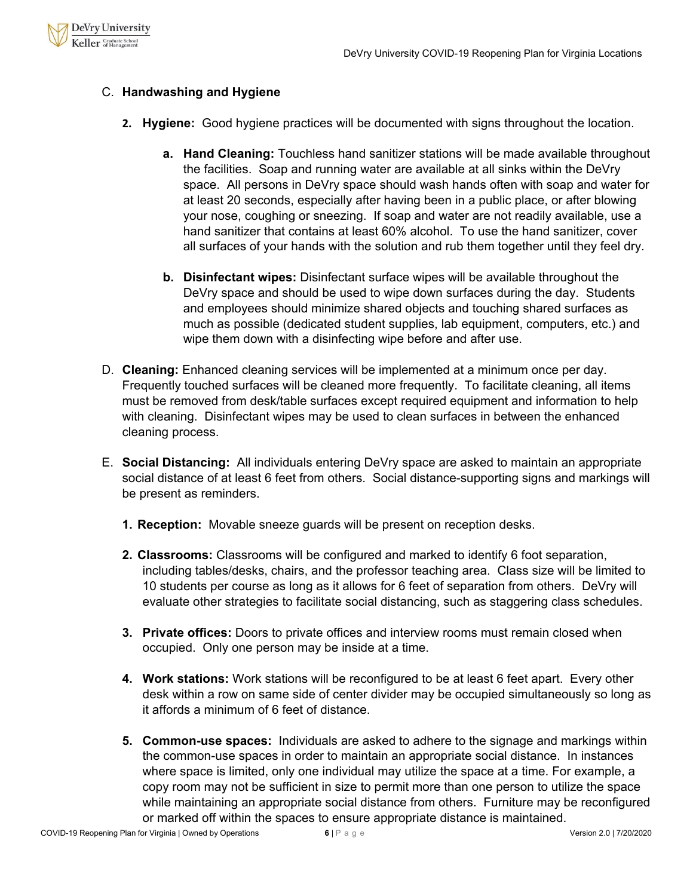C. **Handwashing and Hygiene**

2. **Hygiene:** Good hygiene practices will be documented with signs throughout the location.

    a. **Hand Cleaning:** Touchless hand sanitizer stations will be made available throughout the facilities. Soap and running water are available at all sinks within the DeVry space. All persons in DeVry space should wash hands often with soap and water for at least 20 seconds, especially after having been in a public place, or after blowing your nose, coughing or sneezing. If soap and water are not readily available, use a hand sanitizer that contains at least 60% alcohol. To use the hand sanitizer, cover all surfaces of your hands with the solution and rub them together until they feel dry.

    b. **Disinfectant wipes:** Disinfectant surface wipes will be available throughout the DeVry space and should be used to wipe down surfaces during the day. Students and employees should minimize shared objects and touching shared surfaces as much as possible (dedicated student supplies, lab equipment, computers, etc.) and wipe them down with a disinfecting wipe before and after use.

D. **Cleaning:** Enhanced cleaning services will be implemented at a minimum once per day. Frequently touched surfaces will be cleaned more frequently. To facilitate cleaning, all items must be removed from desk/table surfaces except required equipment and information to help with cleaning. Disinfectant wipes may be used to clean surfaces in between the enhanced cleaning process.

E. **Social Distancing:** All individuals entering DeVry space are asked to maintain an appropriate social distance of at least 6 feet from others. Social distance-supporting signs and markings will be present as reminders.

1. **Reception:** Movable sneeze guards will be present on reception desks.

2. **Classrooms:** Classrooms will be configured and marked to identify 6 foot separation, including tables/desks, chairs, and the professor teaching area. Class size will be limited to 10 students per course as long as it allows for 6 feet of separation from others. DeVry will evaluate other strategies to facilitate social distancing, such as staggering class schedules.

3. **Private offices:** Doors to private offices and interview rooms must remain closed when occupied. Only one person may be inside at a time.

4. **Work stations:** Work stations will be reconfigured to be at least 6 feet apart. Every other desk within a row on same side of center divider may be occupied simultaneously so long as it affords a minimum of 6 feet of distance.

5. **Common-use spaces:** Individuals are asked to adhere to the signage and markings within the common-use spaces in order to maintain an appropriate social distance. In instances where space is limited, only one individual may utilize the space at a time. For example, a copy room may not be sufficient in size to permit more than one person to utilize the space while maintaining an appropriate social distance from others. Furniture may be reconfigured or marked off within the spaces to ensure appropriate distance is maintained.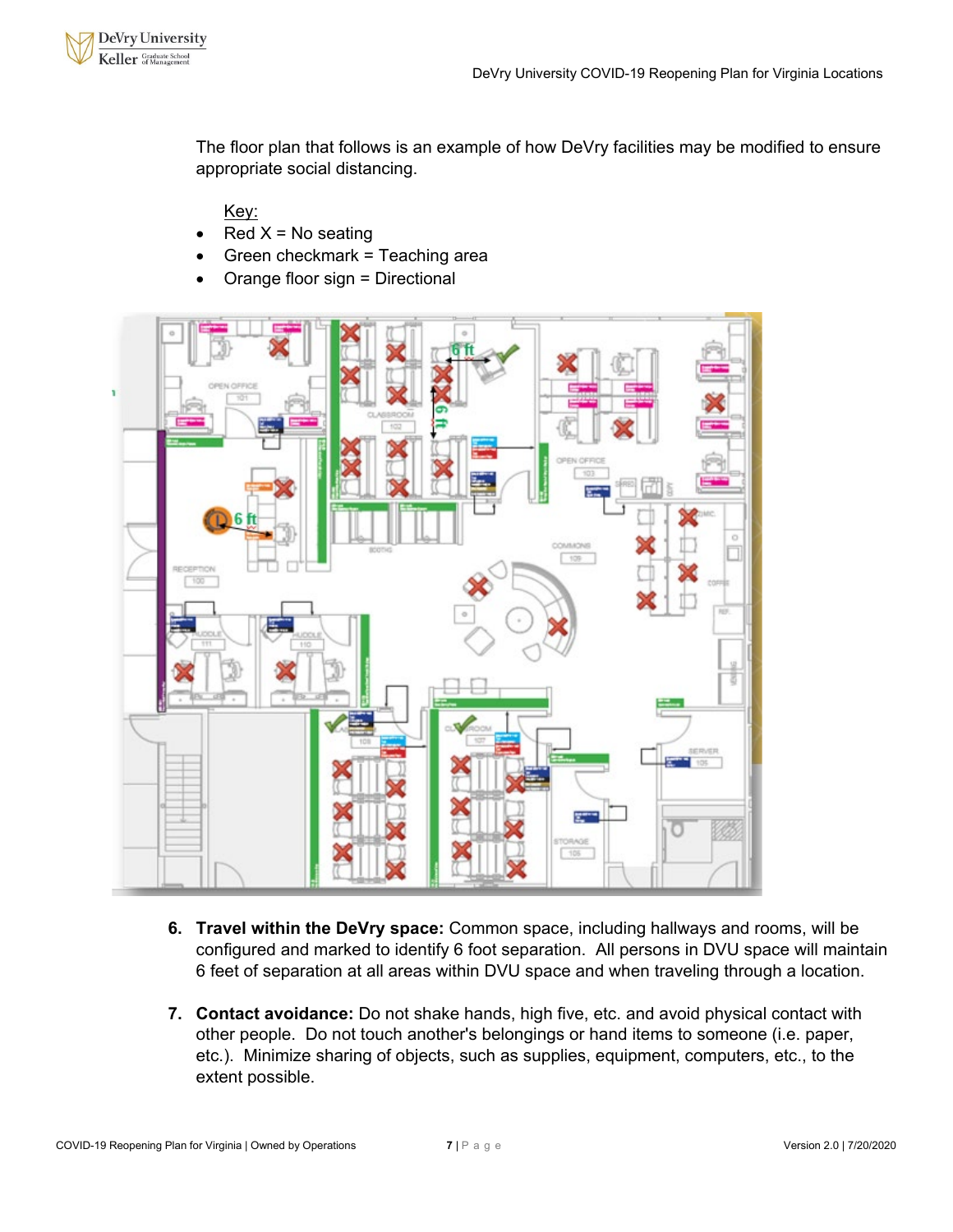The floor plan that follows is an example of how DeVry facilities may be modified to ensure appropriate social distancing.

Key:

- Red X = No seating
- Green checkmark = Teaching area
- Orange floor sign = Directional

6. **Travel within the DeVry space:** Common space, including hallways and rooms, will be configured and marked to identify 6 foot separation. All persons in DVU space will maintain 6 feet of separation at all areas within DVU space and when traveling through a location.

7. **Contact avoidance:** Do not shake hands, high five, etc. and avoid physical contact with other people. Do not touch another's belongings or hand items to someone (i.e. paper, etc.). Minimize sharing of objects, such as supplies, equipment, computers, etc., to the extent possible.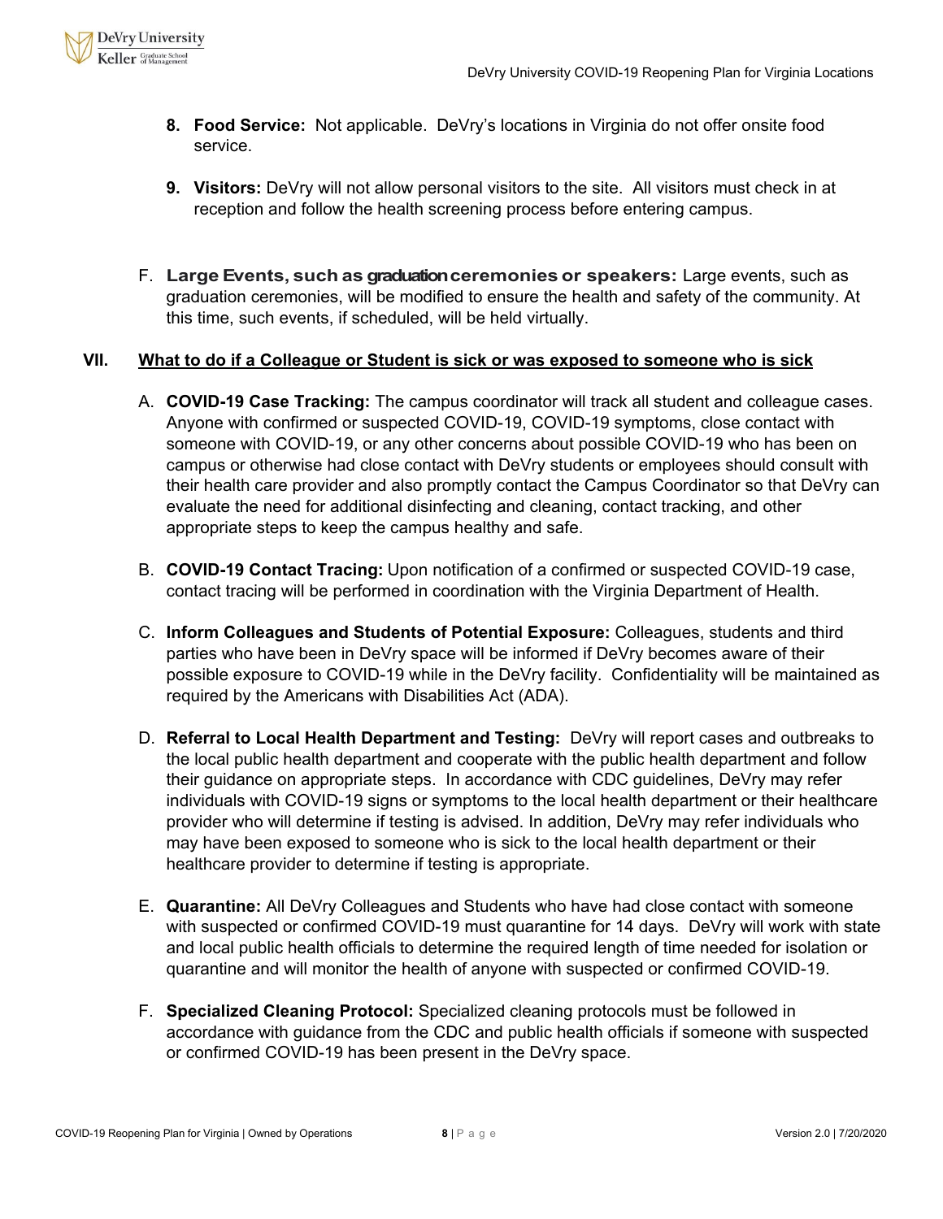8. **Food Service:** Not applicable. DeVry's locations in Virginia do not offer onsite food service.

9. **Visitors:** DeVry will not allow personal visitors to the site. All visitors must check in at reception and follow the health screening process before entering campus.

F. **Large Events, such as graduation ceremonies or speakers:** Large events, such as graduation ceremonies, will be modified to ensure the health and safety of the community. At this time, such events, if scheduled, will be held virtually.

## VII. What to do if a Colleague or Student is sick or was exposed to someone who is sick

A. **COVID-19 Case Tracking:** The campus coordinator will track all student and colleague cases. Anyone with confirmed or suspected COVID-19, COVID-19 symptoms, close contact with someone with COVID-19, or any other concerns about possible COVID-19 who has been on campus or otherwise had close contact with DeVry students or employees should consult with their health care provider and also promptly contact the Campus Coordinator so that DeVry can evaluate the need for additional disinfecting and cleaning, contact tracking, and other appropriate steps to keep the campus healthy and safe.

B. **COVID-19 Contact Tracing:** Upon notification of a confirmed or suspected COVID-19 case, contact tracing will be performed in coordination with the Virginia Department of Health.

C. **Inform Colleagues and Students of Potential Exposure:** Colleagues, students and third parties who have been in DeVry space will be informed if DeVry becomes aware of their possible exposure to COVID-19 while in the DeVry facility. Confidentiality will be maintained as required by the Americans with Disabilities Act (ADA).

D. **Referral to Local Health Department and Testing:** DeVry will report cases and outbreaks to the local public health department and cooperate with the public health department and follow their guidance on appropriate steps. In accordance with CDC guidelines, DeVry may refer individuals with COVID-19 signs or symptoms to the local health department or their healthcare provider who will determine if testing is advised. In addition, DeVry may refer individuals who may have been exposed to someone who is sick to the local health department or their healthcare provider to determine if testing is appropriate.

E. **Quarantine:** All DeVry Colleagues and Students who have had close contact with someone with suspected or confirmed COVID-19 must quarantine for 14 days. DeVry will work with state and local public health officials to determine the required length of time needed for isolation or quarantine and will monitor the health of anyone with suspected or confirmed COVID-19.

F. **Specialized Cleaning Protocol:** Specialized cleaning protocols must be followed in accordance with guidance from the CDC and public health officials if someone with suspected or confirmed COVID-19 has been present in the DeVry space.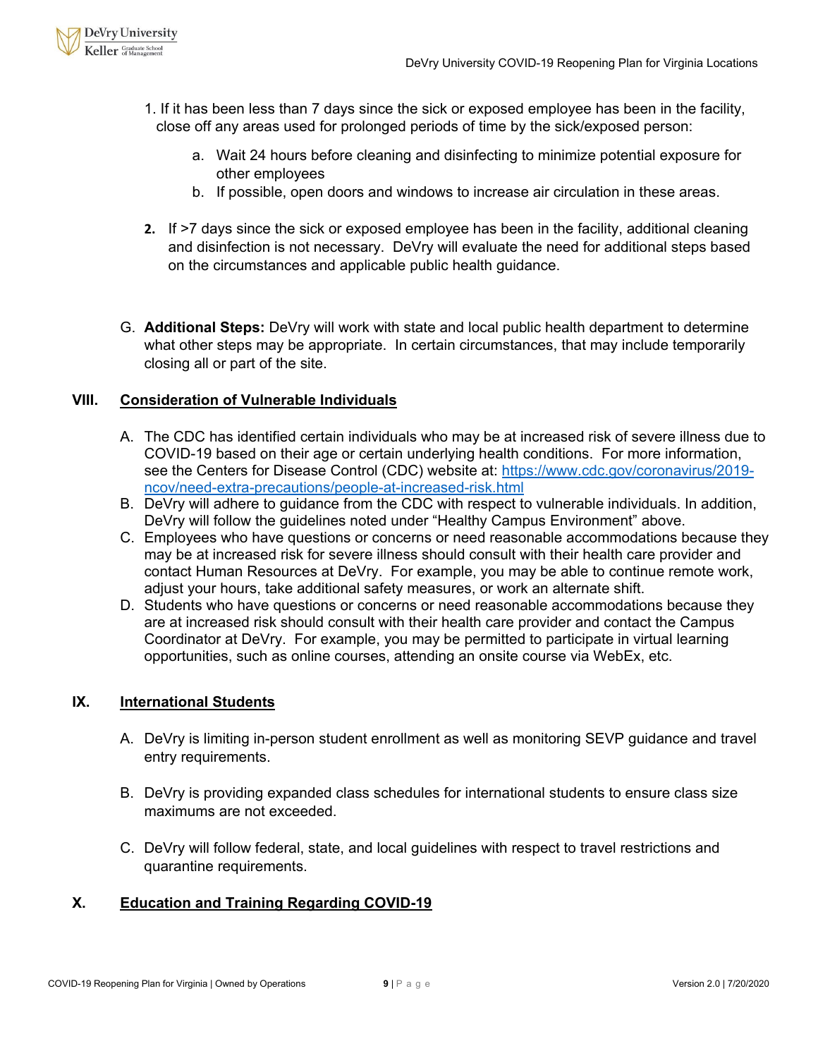1. If it has been less than 7 days since the sick or exposed employee has been in the facility, close off any areas used for prolonged periods of time by the sick/exposed person:
   a. Wait 24 hours before cleaning and disinfecting to minimize potential exposure for other employees
   b. If possible, open doors and windows to increase air circulation in these areas.

2. If >7 days since the sick or exposed employee has been in the facility, additional cleaning and disinfection is not necessary. DeVry will evaluate the need for additional steps based on the circumstances and applicable public health guidance.

G. **Additional Steps:** DeVry will work with state and local public health department to determine what other steps may be appropriate. In certain circumstances, that may include temporarily closing all or part of the site.

## VIII. Consideration of Vulnerable Individuals

A. The CDC has identified certain individuals who may be at increased risk of severe illness due to COVID-19 based on their age or certain underlying health conditions. For more information, see the Centers for Disease Control (CDC) website at: https://www.cdc.gov/coronavirus/2019-ncov/need-extra-precautions/people-at-increased-risk.html

B. DeVry will adhere to guidance from the CDC with respect to vulnerable individuals. In addition, DeVry will follow the guidelines noted under "Healthy Campus Environment" above.

C. Employees who have questions or concerns or need reasonable accommodations because they may be at increased risk for severe illness should consult with their health care provider and contact Human Resources at DeVry. For example, you may be able to continue remote work, adjust your hours, take additional safety measures, or work an alternate shift.

D. Students who have questions or concerns or need reasonable accommodations because they are at increased risk should consult with their health care provider and contact the Campus Coordinator at DeVry. For example, you may be permitted to participate in virtual learning opportunities, such as online courses, attending an onsite course via WebEx, etc.

## IX. International Students

A. DeVry is limiting in-person student enrollment as well as monitoring SEVP guidance and travel entry requirements.

B. DeVry is providing expanded class schedules for international students to ensure class size maximums are not exceeded.

C. DeVry will follow federal, state, and local guidelines with respect to travel restrictions and quarantine requirements.

## X. Education and Training Regarding COVID-19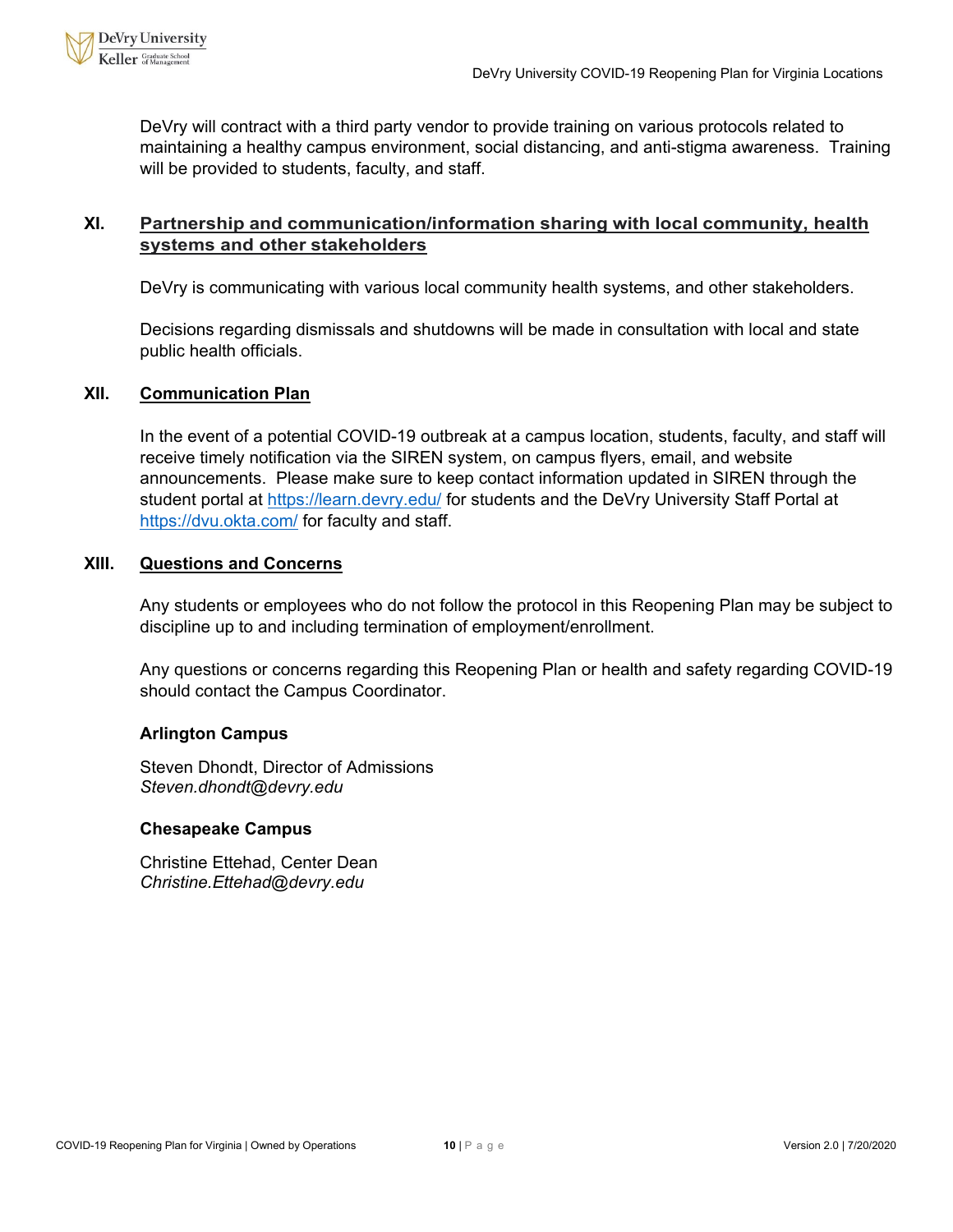DeVry will contract with a third party vendor to provide training on various protocols related to maintaining a healthy campus environment, social distancing, and anti-stigma awareness. Training will be provided to students, faculty, and staff.

## XI. Partnership and communication/information sharing with local community, health systems and other stakeholders

DeVry is communicating with various local community health systems, and other stakeholders.

Decisions regarding dismissals and shutdowns will be made in consultation with local and state public health officials.

## XII. Communication Plan

In the event of a potential COVID-19 outbreak at a campus location, students, faculty, and staff will receive timely notification via the SIREN system, on campus flyers, email, and website announcements. Please make sure to keep contact information updated in SIREN through the student portal at https://learn.devry.edu/ for students and the DeVry University Staff Portal at https://dvu.okta.com/ for faculty and staff.

## XIII. Questions and Concerns

Any students or employees who do not follow the protocol in this Reopening Plan may be subject to discipline up to and including termination of employment/enrollment.

Any questions or concerns regarding this Reopening Plan or health and safety regarding COVID-19 should contact the Campus Coordinator.

**Arlington Campus**

Steven Dhondt, Director of Admissions
*Steven.dhondt@devry.edu*

**Chesapeake Campus**

Christine Ettehad, Center Dean
*Christine.Ettehad@devry.edu*